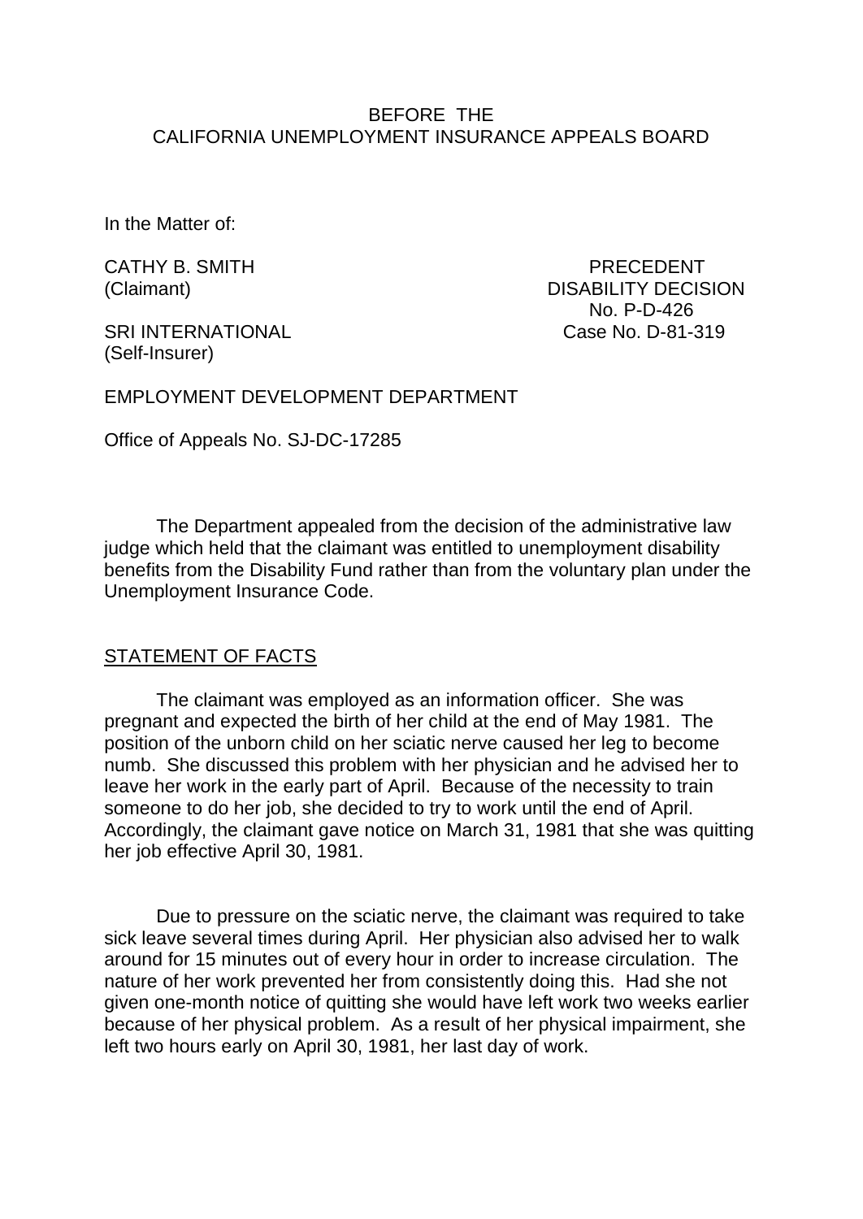BEFORE THE
CALIFORNIA UNEMPLOYMENT INSURANCE APPEALS BOARD

In the Matter of:

CATHY B. SMITH
(Claimant)

SRI INTERNATIONAL
(Self-Insurer)

PRECEDENT
DISABILITY DECISION
No. P-D-426
Case No. D-81-319

EMPLOYMENT DEVELOPMENT DEPARTMENT

Office of Appeals No. SJ-DC-17285

The Department appealed from the decision of the administrative law judge which held that the claimant was entitled to unemployment disability benefits from the Disability Fund rather than from the voluntary plan under the Unemployment Insurance Code.

## STATEMENT OF FACTS

The claimant was employed as an information officer. She was pregnant and expected the birth of her child at the end of May 1981. The position of the unborn child on her sciatic nerve caused her leg to become numb. She discussed this problem with her physician and he advised her to leave her work in the early part of April. Because of the necessity to train someone to do her job, she decided to try to work until the end of April. Accordingly, the claimant gave notice on March 31, 1981 that she was quitting her job effective April 30, 1981.

Due to pressure on the sciatic nerve, the claimant was required to take sick leave several times during April. Her physician also advised her to walk around for 15 minutes out of every hour in order to increase circulation. The nature of her work prevented her from consistently doing this. Had she not given one-month notice of quitting she would have left work two weeks earlier because of her physical problem. As a result of her physical impairment, she left two hours early on April 30, 1981, her last day of work.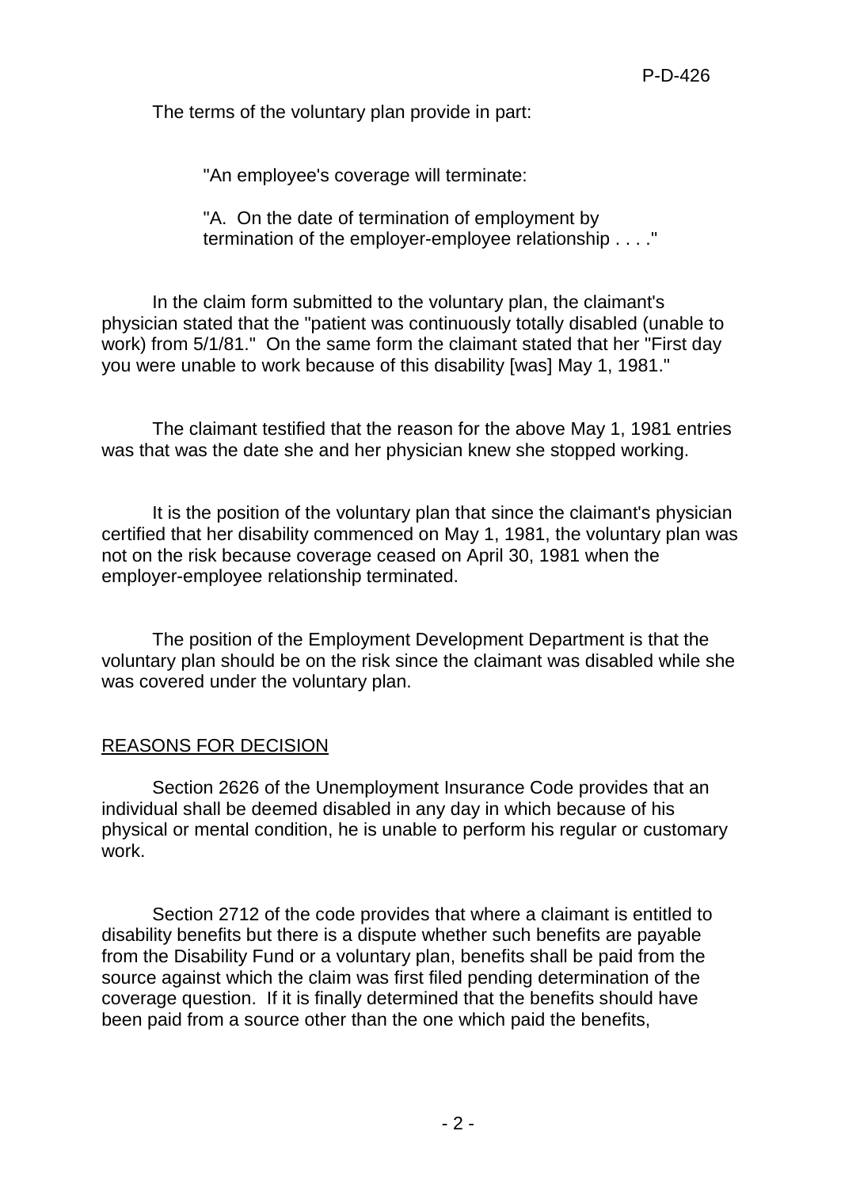The terms of the voluntary plan provide in part:

> "An employee's coverage will terminate:
>
> "A. On the date of termination of employment by termination of the employer-employee relationship . . . ."

In the claim form submitted to the voluntary plan, the claimant's physician stated that the "patient was continuously totally disabled (unable to work) from 5/1/81." On the same form the claimant stated that her "First day you were unable to work because of this disability [was] May 1, 1981."

The claimant testified that the reason for the above May 1, 1981 entries was that was the date she and her physician knew she stopped working.

It is the position of the voluntary plan that since the claimant's physician certified that her disability commenced on May 1, 1981, the voluntary plan was not on the risk because coverage ceased on April 30, 1981 when the employer-employee relationship terminated.

The position of the Employment Development Department is that the voluntary plan should be on the risk since the claimant was disabled while she was covered under the voluntary plan.

## REASONS FOR DECISION

Section 2626 of the Unemployment Insurance Code provides that an individual shall be deemed disabled in any day in which because of his physical or mental condition, he is unable to perform his regular or customary work.

Section 2712 of the code provides that where a claimant is entitled to disability benefits but there is a dispute whether such benefits are payable from the Disability Fund or a voluntary plan, benefits shall be paid from the source against which the claim was first filed pending determination of the coverage question. If it is finally determined that the benefits should have been paid from a source other than the one which paid the benefits,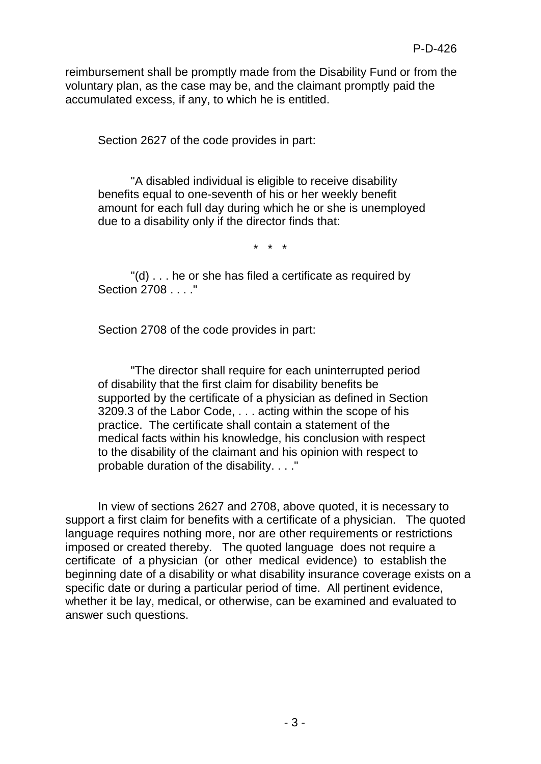reimbursement shall be promptly made from the Disability Fund or from the voluntary plan, as the case may be, and the claimant promptly paid the accumulated excess, if any, to which he is entitled.

Section 2627 of the code provides in part:

> "A disabled individual is eligible to receive disability benefits equal to one-seventh of his or her weekly benefit amount for each full day during which he or she is unemployed due to a disability only if the director finds that:
>
> \* \* \*
>
> "(d) . . . he or she has filed a certificate as required by Section 2708 . . . ."

Section 2708 of the code provides in part:

> "The director shall require for each uninterrupted period of disability that the first claim for disability benefits be supported by the certificate of a physician as defined in Section 3209.3 of the Labor Code, . . . acting within the scope of his practice. The certificate shall contain a statement of the medical facts within his knowledge, his conclusion with respect to the disability of the claimant and his opinion with respect to probable duration of the disability. . . ."

In view of sections 2627 and 2708, above quoted, it is necessary to support a first claim for benefits with a certificate of a physician. The quoted language requires nothing more, nor are other requirements or restrictions imposed or created thereby. The quoted language does not require a certificate of a physician (or other medical evidence) to establish the beginning date of a disability or what disability insurance coverage exists on a specific date or during a particular period of time. All pertinent evidence, whether it be lay, medical, or otherwise, can be examined and evaluated to answer such questions.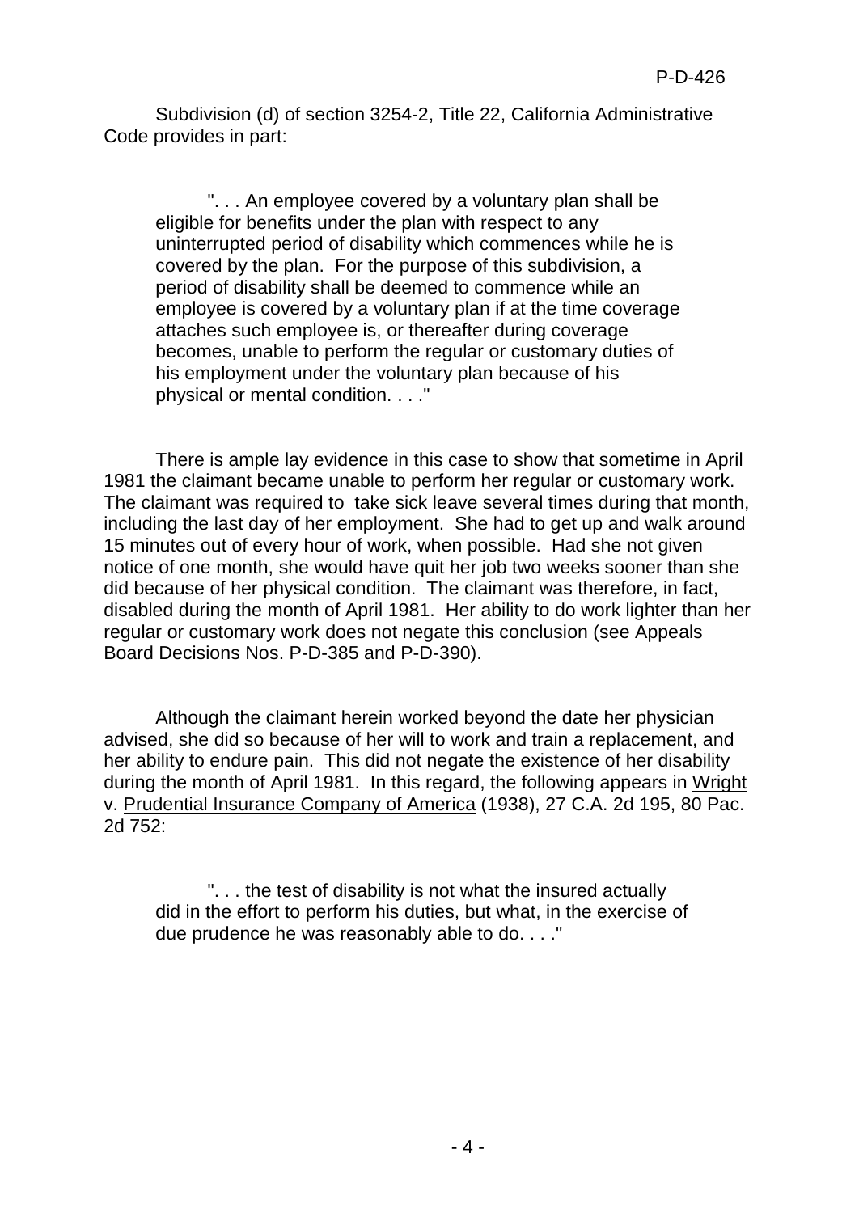Subdivision (d) of section 3254-2, Title 22, California Administrative Code provides in part:

> ". . . An employee covered by a voluntary plan shall be eligible for benefits under the plan with respect to any uninterrupted period of disability which commences while he is covered by the plan. For the purpose of this subdivision, a period of disability shall be deemed to commence while an employee is covered by a voluntary plan if at the time coverage attaches such employee is, or thereafter during coverage becomes, unable to perform the regular or customary duties of his employment under the voluntary plan because of his physical or mental condition. . . ."

There is ample lay evidence in this case to show that sometime in April 1981 the claimant became unable to perform her regular or customary work. The claimant was required to take sick leave several times during that month, including the last day of her employment. She had to get up and walk around 15 minutes out of every hour of work, when possible. Had she not given notice of one month, she would have quit her job two weeks sooner than she did because of her physical condition. The claimant was therefore, in fact, disabled during the month of April 1981. Her ability to do work lighter than her regular or customary work does not negate this conclusion (see Appeals Board Decisions Nos. P-D-385 and P-D-390).

Although the claimant herein worked beyond the date her physician advised, she did so because of her will to work and train a replacement, and her ability to endure pain. This did not negate the existence of her disability during the month of April 1981. In this regard, the following appears in Wright v. Prudential Insurance Company of America (1938), 27 C.A. 2d 195, 80 Pac. 2d 752:

> ". . . the test of disability is not what the insured actually did in the effort to perform his duties, but what, in the exercise of due prudence he was reasonably able to do. . . ."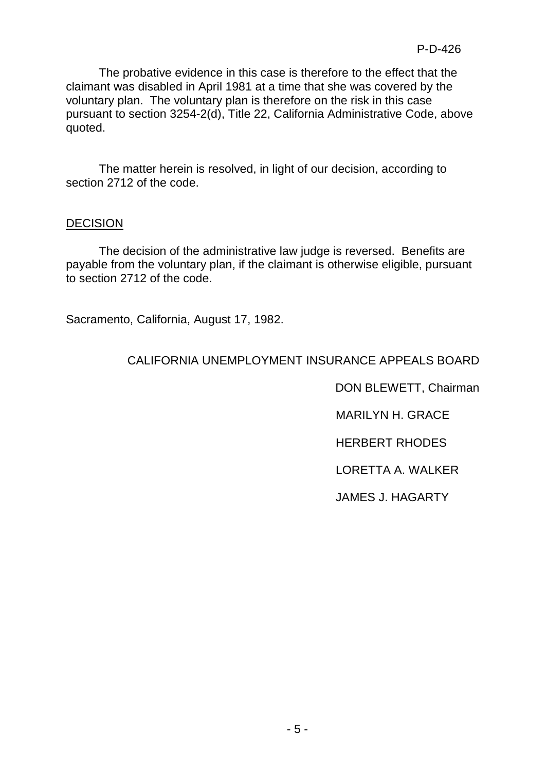The probative evidence in this case is therefore to the effect that the claimant was disabled in April 1981 at a time that she was covered by the voluntary plan. The voluntary plan is therefore on the risk in this case pursuant to section 3254-2(d), Title 22, California Administrative Code, above quoted.

The matter herein is resolved, in light of our decision, according to section 2712 of the code.

## DECISION

The decision of the administrative law judge is reversed. Benefits are payable from the voluntary plan, if the claimant is otherwise eligible, pursuant to section 2712 of the code.

Sacramento, California, August 17, 1982.

CALIFORNIA UNEMPLOYMENT INSURANCE APPEALS BOARD

DON BLEWETT, Chairman

MARILYN H. GRACE

HERBERT RHODES

LORETTA A. WALKER

JAMES J. HAGARTY